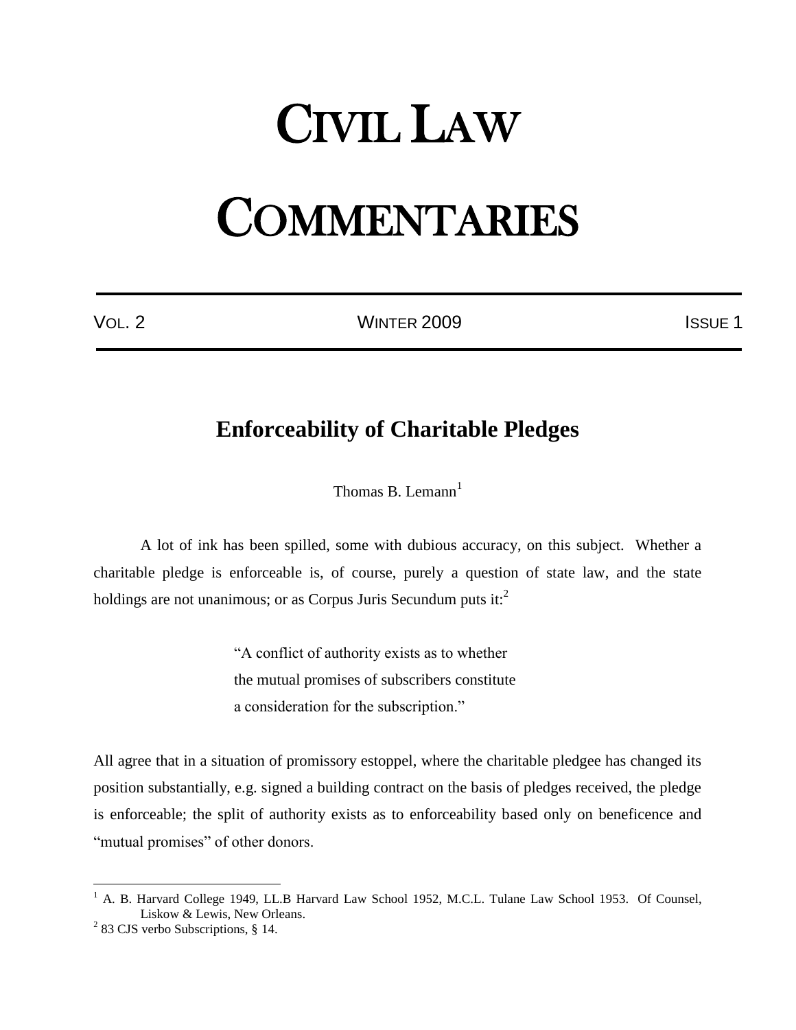# CIVIL LAW COMMENTARIES

VOL. 2 | WINTER 2009 | ISSUE 1

## Enforceability of Charitable Pledges

Thomas B. Lemann[1]

A lot of ink has been spilled, some with dubious accuracy, on this subject. Whether a charitable pledge is enforceable is, of course, purely a question of state law, and the state holdings are not unanimous; or as Corpus Juris Secundum puts it:[2]

> "A conflict of authority exists as to whether the mutual promises of subscribers constitute a consideration for the subscription."

All agree that in a situation of promissory estoppel, where the charitable pledgee has changed its position substantially, e.g. signed a building contract on the basis of pledges received, the pledge is enforceable; the split of authority exists as to enforceability based only on beneficence and "mutual promises" of other donors.

---

[1] A. B. Harvard College 1949, LL.B Harvard Law School 1952, M.C.L. Tulane Law School 1953. Of Counsel, Liskow & Lewis, New Orleans.

[2] 83 CJS verbo Subscriptions, § 14.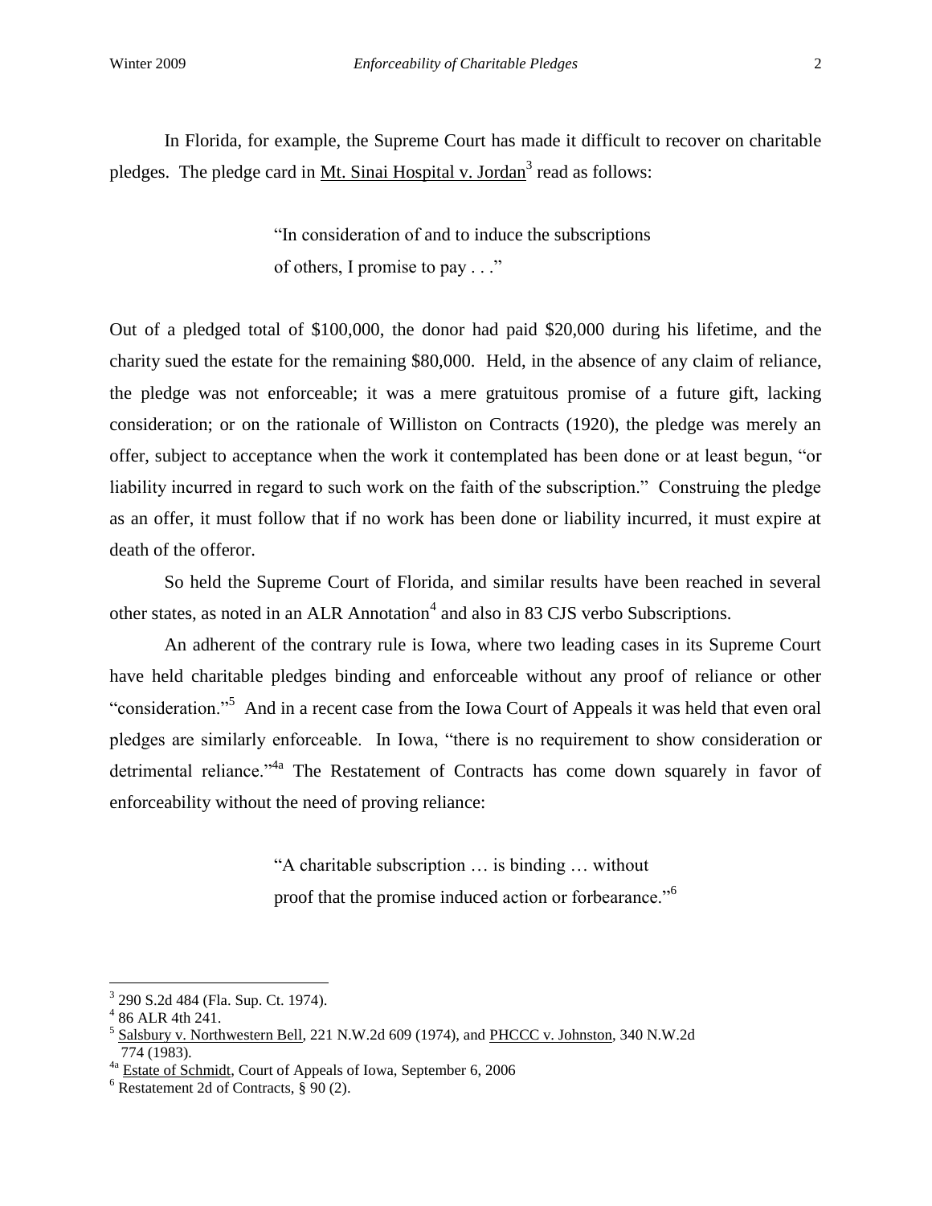In Florida, for example, the Supreme Court has made it difficult to recover on charitable pledges. The pledge card in Mt. Sinai Hospital v. Jordan[3] read as follows:

> "In consideration of and to induce the subscriptions of others, I promise to pay . . ."

Out of a pledged total of $100,000, the donor had paid $20,000 during his lifetime, and the charity sued the estate for the remaining $80,000. Held, in the absence of any claim of reliance, the pledge was not enforceable; it was a mere gratuitous promise of a future gift, lacking consideration; or on the rationale of Williston on Contracts (1920), the pledge was merely an offer, subject to acceptance when the work it contemplated has been done or at least begun, "or liability incurred in regard to such work on the faith of the subscription." Construing the pledge as an offer, it must follow that if no work has been done or liability incurred, it must expire at death of the offeror.

So held the Supreme Court of Florida, and similar results have been reached in several other states, as noted in an ALR Annotation[4] and also in 83 CJS verbo Subscriptions.

An adherent of the contrary rule is Iowa, where two leading cases in its Supreme Court have held charitable pledges binding and enforceable without any proof of reliance or other "consideration."[5] And in a recent case from the Iowa Court of Appeals it was held that even oral pledges are similarly enforceable. In Iowa, "there is no requirement to show consideration or detrimental reliance."[4a] The Restatement of Contracts has come down squarely in favor of enforceability without the need of proving reliance:

> "A charitable subscription … is binding … without proof that the promise induced action or forbearance."[6]

---

[3] 290 S.2d 484 (Fla. Sup. Ct. 1974).

[4] 86 ALR 4th 241.

[5] Salsbury v. Northwestern Bell, 221 N.W.2d 609 (1974), and PHCCC v. Johnston, 340 N.W.2d 774 (1983).

[4a] Estate of Schmidt, Court of Appeals of Iowa, September 6, 2006

[6] Restatement 2d of Contracts, § 90 (2).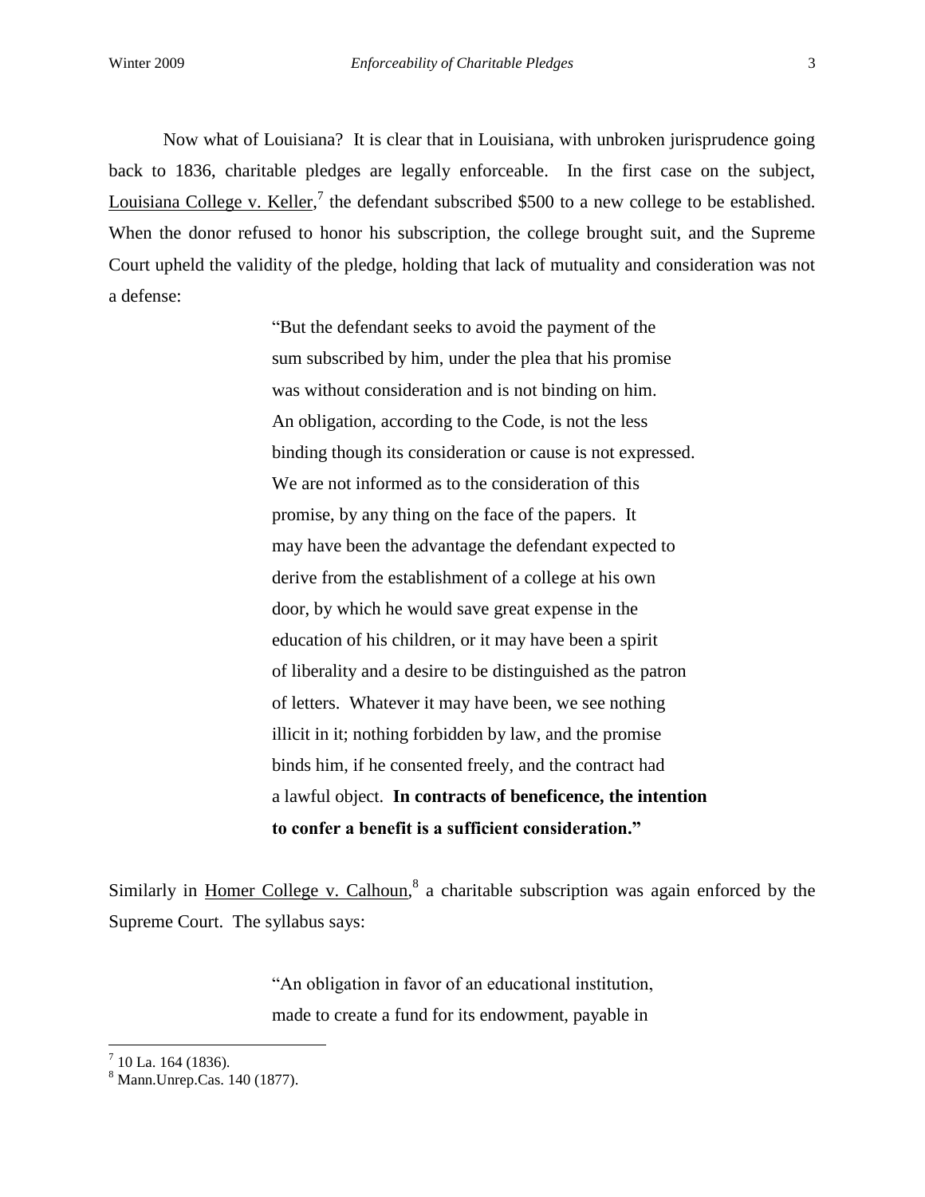Now what of Louisiana? It is clear that in Louisiana, with unbroken jurisprudence going back to 1836, charitable pledges are legally enforceable. In the first case on the subject, Louisiana College v. Keller,[7] the defendant subscribed $500 to a new college to be established. When the donor refused to honor his subscription, the college brought suit, and the Supreme Court upheld the validity of the pledge, holding that lack of mutuality and consideration was not a defense:

> "But the defendant seeks to avoid the payment of the sum subscribed by him, under the plea that his promise was without consideration and is not binding on him. An obligation, according to the Code, is not the less binding though its consideration or cause is not expressed. We are not informed as to the consideration of this promise, by any thing on the face of the papers. It may have been the advantage the defendant expected to derive from the establishment of a college at his own door, by which he would save great expense in the education of his children, or it may have been a spirit of liberality and a desire to be distinguished as the patron of letters. Whatever it may have been, we see nothing illicit in it; nothing forbidden by law, and the promise binds him, if he consented freely, and the contract had a lawful object. **In contracts of beneficence, the intention to confer a benefit is a sufficient consideration."**

Similarly in Homer College v. Calhoun,[8] a charitable subscription was again enforced by the Supreme Court. The syllabus says:

> "An obligation in favor of an educational institution, made to create a fund for its endowment, payable in

---

[7] 10 La. 164 (1836).

[8] Mann.Unrep.Cas. 140 (1877).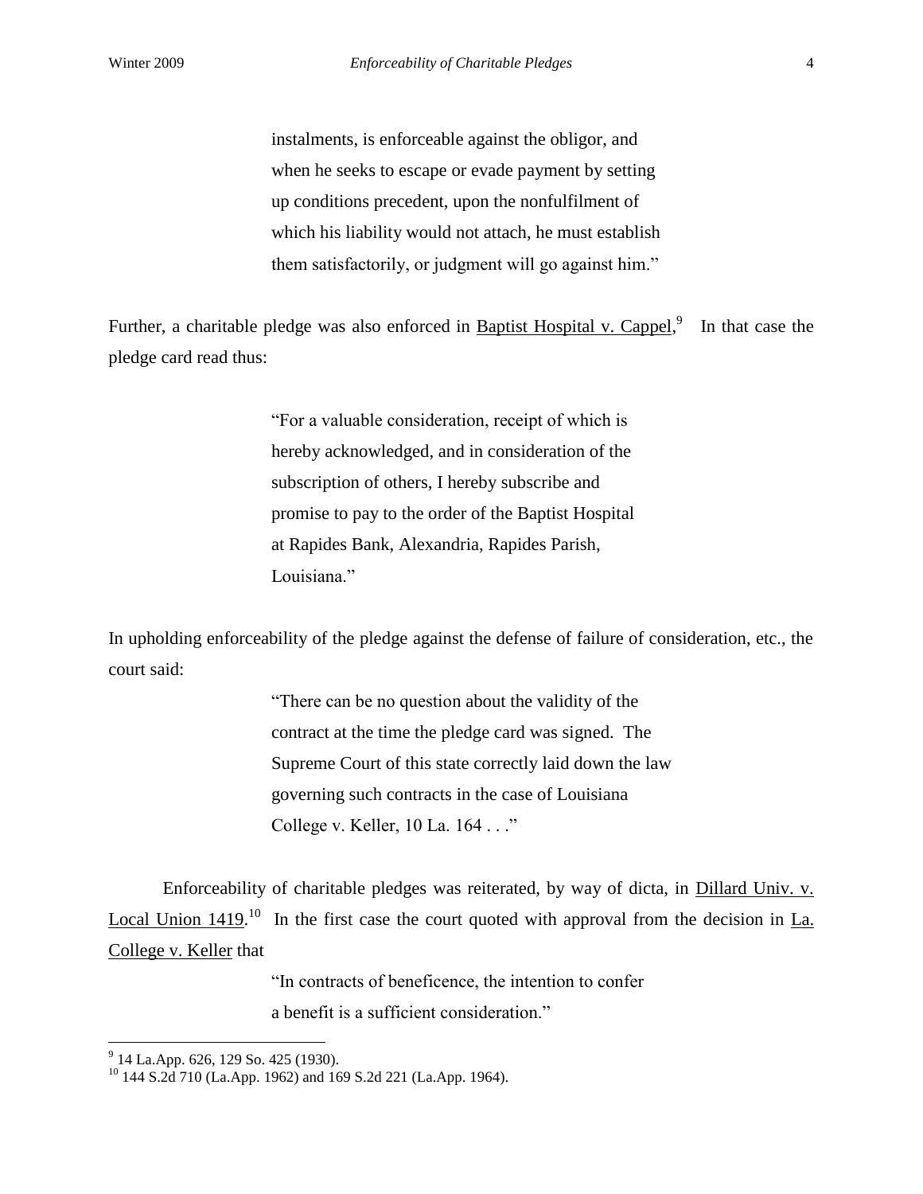> instalments, is enforceable against the obligor, and when he seeks to escape or evade payment by setting up conditions precedent, upon the nonfulfilment of which his liability would not attach, he must establish them satisfactorily, or judgment will go against him."

Further, a charitable pledge was also enforced in Baptist Hospital v. Cappel,[9] In that case the pledge card read thus:

> "For a valuable consideration, receipt of which is hereby acknowledged, and in consideration of the subscription of others, I hereby subscribe and promise to pay to the order of the Baptist Hospital at Rapides Bank, Alexandria, Rapides Parish, Louisiana."

In upholding enforceability of the pledge against the defense of failure of consideration, etc., the court said:

> "There can be no question about the validity of the contract at the time the pledge card was signed. The Supreme Court of this state correctly laid down the law governing such contracts in the case of Louisiana College v. Keller, 10 La. 164 . . ."

Enforceability of charitable pledges was reiterated, by way of dicta, in Dillard Univ. v. Local Union 1419.[10] In the first case the court quoted with approval from the decision in La. College v. Keller that

> "In contracts of beneficence, the intention to confer a benefit is a sufficient consideration."

---

[9] 14 La.App. 626, 129 So. 425 (1930).

[10] 144 S.2d 710 (La.App. 1962) and 169 S.2d 221 (La.App. 1964).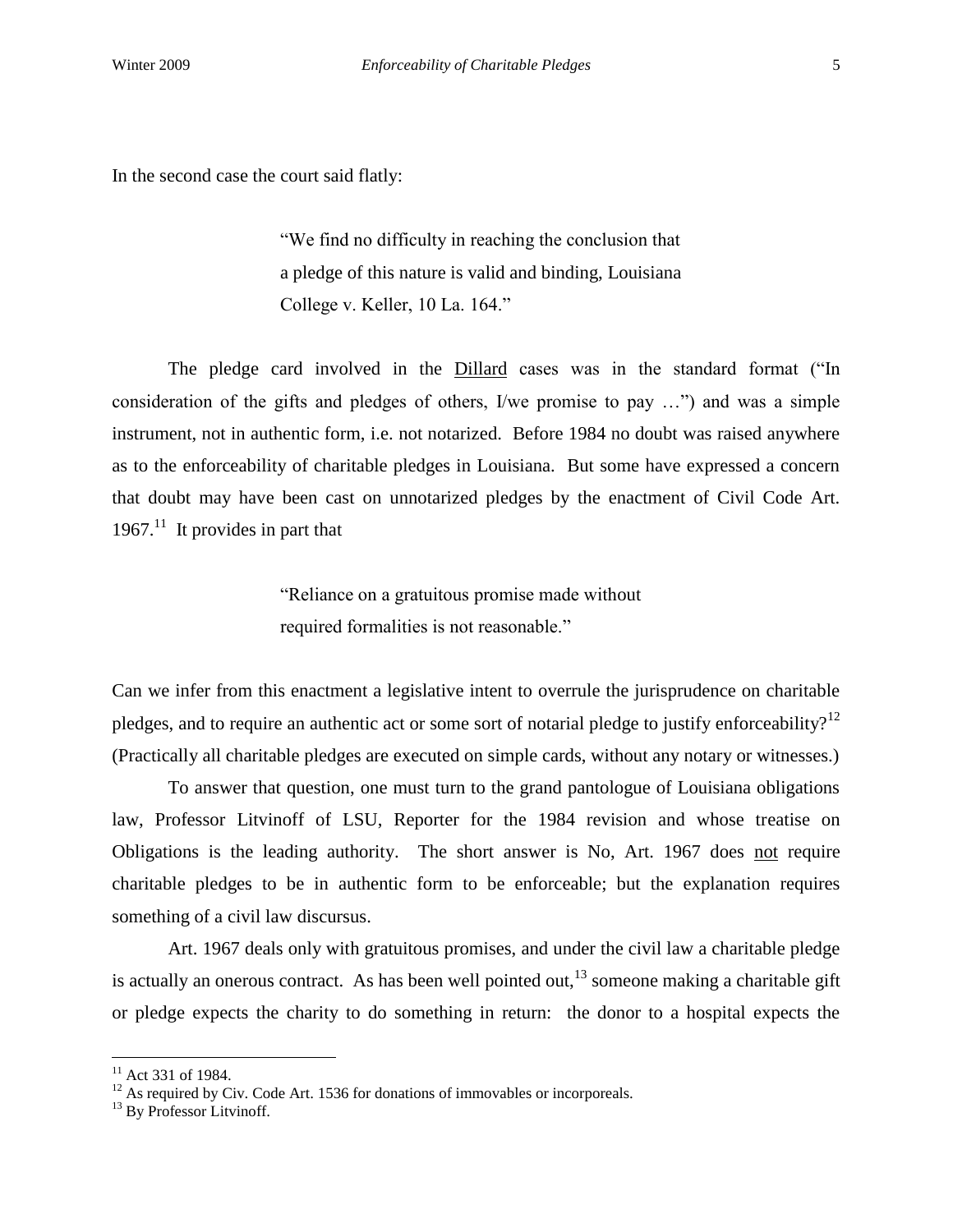In the second case the court said flatly:

> "We find no difficulty in reaching the conclusion that a pledge of this nature is valid and binding, Louisiana College v. Keller, 10 La. 164."

The pledge card involved in the Dillard cases was in the standard format ("In consideration of the gifts and pledges of others, I/we promise to pay …") and was a simple instrument, not in authentic form, i.e. not notarized. Before 1984 no doubt was raised anywhere as to the enforceability of charitable pledges in Louisiana. But some have expressed a concern that doubt may have been cast on unnotarized pledges by the enactment of Civil Code Art. 1967.[11] It provides in part that

> "Reliance on a gratuitous promise made without required formalities is not reasonable."

Can we infer from this enactment a legislative intent to overrule the jurisprudence on charitable pledges, and to require an authentic act or some sort of notarial pledge to justify enforceability?[12] (Practically all charitable pledges are executed on simple cards, without any notary or witnesses.)

To answer that question, one must turn to the grand pantologue of Louisiana obligations law, Professor Litvinoff of LSU, Reporter for the 1984 revision and whose treatise on Obligations is the leading authority. The short answer is No, Art. 1967 does not require charitable pledges to be in authentic form to be enforceable; but the explanation requires something of a civil law discursus.

Art. 1967 deals only with gratuitous promises, and under the civil law a charitable pledge is actually an onerous contract. As has been well pointed out,[13] someone making a charitable gift or pledge expects the charity to do something in return: the donor to a hospital expects the

---

[11] Act 331 of 1984.

[12] As required by Civ. Code Art. 1536 for donations of immovables or incorporeals.

[13] By Professor Litvinoff.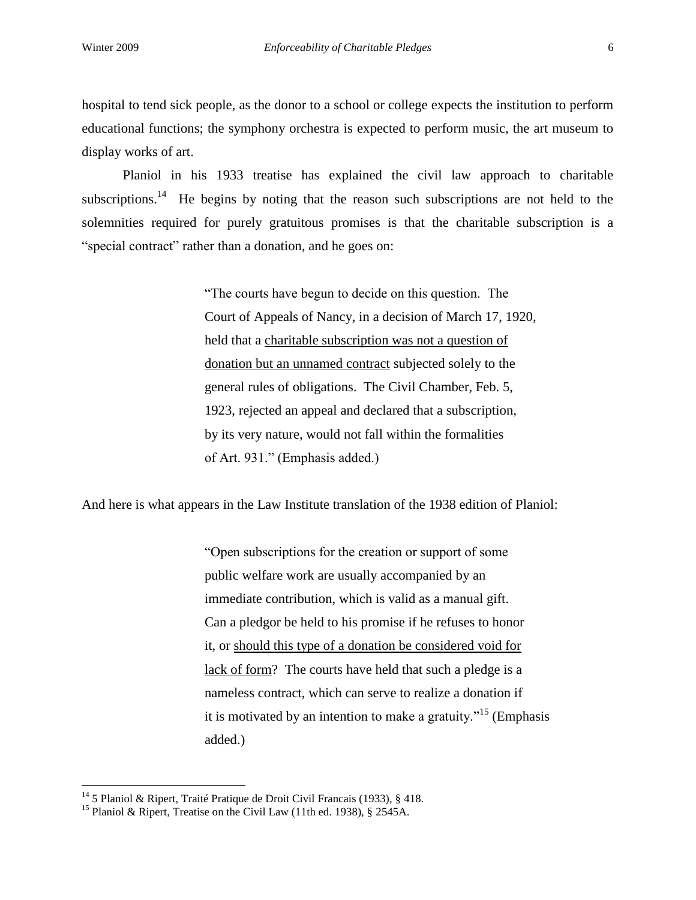hospital to tend sick people, as the donor to a school or college expects the institution to perform educational functions; the symphony orchestra is expected to perform music, the art museum to display works of art.

Planiol in his 1933 treatise has explained the civil law approach to charitable subscriptions.[14] He begins by noting that the reason such subscriptions are not held to the solemnities required for purely gratuitous promises is that the charitable subscription is a "special contract" rather than a donation, and he goes on:

> "The courts have begun to decide on this question. The Court of Appeals of Nancy, in a decision of March 17, 1920, held that a <u>charitable subscription was not a question of donation but an unnamed contract</u> subjected solely to the general rules of obligations. The Civil Chamber, Feb. 5, 1923, rejected an appeal and declared that a subscription, by its very nature, would not fall within the formalities of Art. 931." (Emphasis added.)

And here is what appears in the Law Institute translation of the 1938 edition of Planiol:

> "Open subscriptions for the creation or support of some public welfare work are usually accompanied by an immediate contribution, which is valid as a manual gift. Can a pledgor be held to his promise if he refuses to honor it, or <u>should this type of a donation be considered void for lack of form</u>? The courts have held that such a pledge is a nameless contract, which can serve to realize a donation if it is motivated by an intention to make a gratuity."[15] (Emphasis added.)

---

[14] 5 Planiol & Ripert, Traité Pratique de Droit Civil Francais (1933), § 418.

[15] Planiol & Ripert, Treatise on the Civil Law (11th ed. 1938), § 2545A.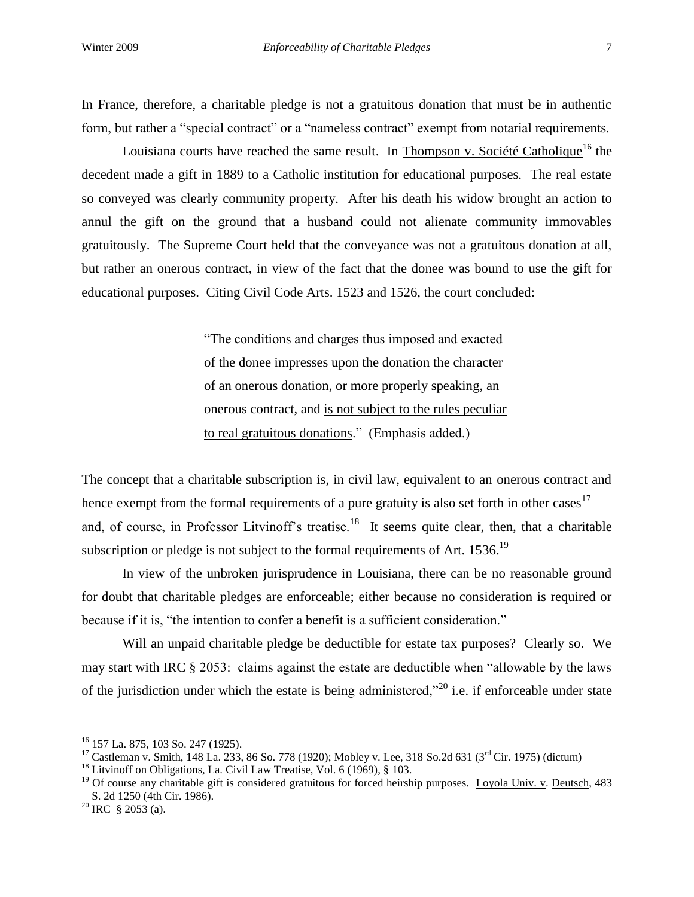In France, therefore, a charitable pledge is not a gratuitous donation that must be in authentic form, but rather a "special contract" or a "nameless contract" exempt from notarial requirements.

Louisiana courts have reached the same result. In Thompson v. Société Catholique[16] the decedent made a gift in 1889 to a Catholic institution for educational purposes. The real estate so conveyed was clearly community property. After his death his widow brought an action to annul the gift on the ground that a husband could not alienate community immovables gratuitously. The Supreme Court held that the conveyance was not a gratuitous donation at all, but rather an onerous contract, in view of the fact that the donee was bound to use the gift for educational purposes. Citing Civil Code Arts. 1523 and 1526, the court concluded:

> "The conditions and charges thus imposed and exacted of the donee impresses upon the donation the character of an onerous donation, or more properly speaking, an onerous contract, and is not subject to the rules peculiar to real gratuitous donations." (Emphasis added.)

The concept that a charitable subscription is, in civil law, equivalent to an onerous contract and hence exempt from the formal requirements of a pure gratuity is also set forth in other cases[17] and, of course, in Professor Litvinoff's treatise.[18] It seems quite clear, then, that a charitable subscription or pledge is not subject to the formal requirements of Art. 1536.[19]

In view of the unbroken jurisprudence in Louisiana, there can be no reasonable ground for doubt that charitable pledges are enforceable; either because no consideration is required or because if it is, "the intention to confer a benefit is a sufficient consideration."

Will an unpaid charitable pledge be deductible for estate tax purposes? Clearly so. We may start with IRC § 2053: claims against the estate are deductible when "allowable by the laws of the jurisdiction under which the estate is being administered,"[20] i.e. if enforceable under state

---

[16] 157 La. 875, 103 So. 247 (1925).

[17] Castleman v. Smith, 148 La. 233, 86 So. 778 (1920); Mobley v. Lee, 318 So.2d 631 (3rd Cir. 1975) (dictum)

[18] Litvinoff on Obligations, La. Civil Law Treatise, Vol. 6 (1969), § 103.

[19] Of course any charitable gift is considered gratuitous for forced heirship purposes. Loyola Univ. v. Deutsch, 483 S. 2d 1250 (4th Cir. 1986).

[20] IRC § 2053 (a).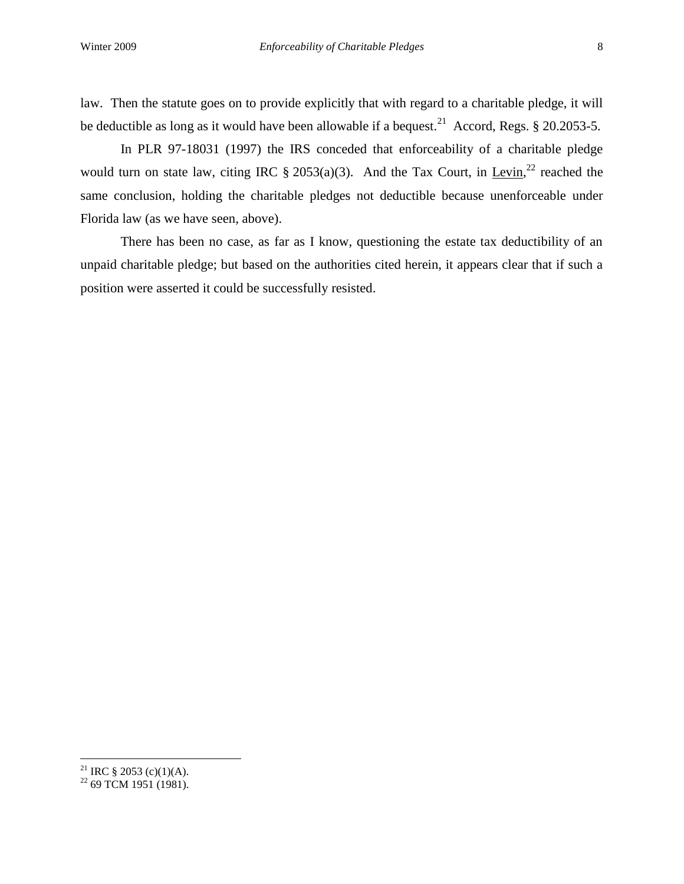law. Then the statute goes on to provide explicitly that with regard to a charitable pledge, it will be deductible as long as it would have been allowable if a bequest.[21] Accord, Regs. § 20.2053-5.

In PLR 97-18031 (1997) the IRS conceded that enforceability of a charitable pledge would turn on state law, citing IRC § 2053(a)(3). And the Tax Court, in Levin,[22] reached the same conclusion, holding the charitable pledges not deductible because unenforceable under Florida law (as we have seen, above).

There has been no case, as far as I know, questioning the estate tax deductibility of an unpaid charitable pledge; but based on the authorities cited herein, it appears clear that if such a position were asserted it could be successfully resisted.

---

[21] IRC § 2053 (c)(1)(A).

[22] 69 TCM 1951 (1981).